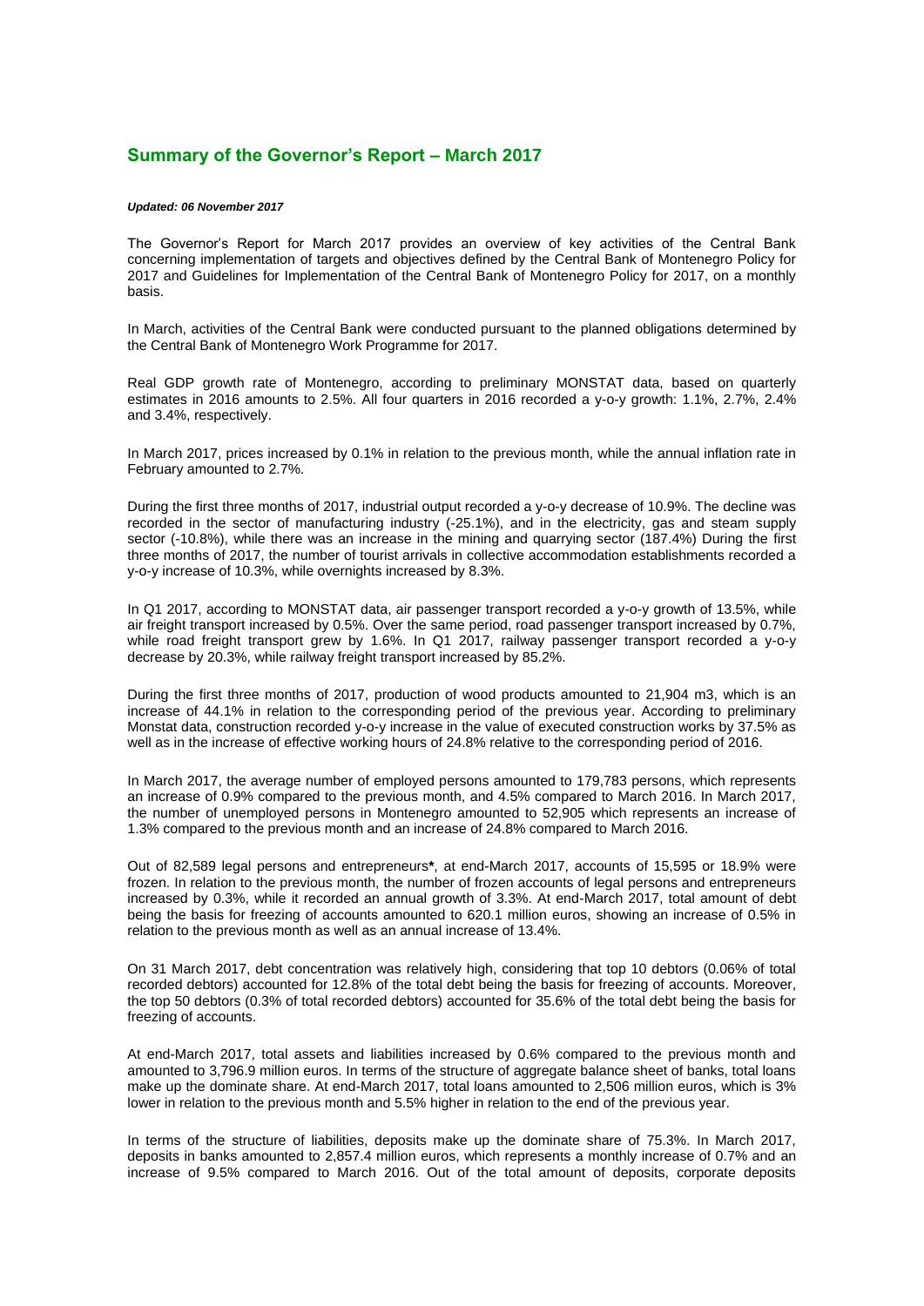## Summary of the Governor's Report – March 2017

***Updated: 06 November 2017***

The Governor's Report for March 2017 provides an overview of key activities of the Central Bank concerning implementation of targets and objectives defined by the Central Bank of Montenegro Policy for 2017 and Guidelines for Implementation of the Central Bank of Montenegro Policy for 2017, on a monthly basis.

In March, activities of the Central Bank were conducted pursuant to the planned obligations determined by the Central Bank of Montenegro Work Programme for 2017.

Real GDP growth rate of Montenegro, according to preliminary MONSTAT data, based on quarterly estimates in 2016 amounts to 2.5%. All four quarters in 2016 recorded a y-o-y growth: 1.1%, 2.7%, 2.4% and 3.4%, respectively.

In March 2017, prices increased by 0.1% in relation to the previous month, while the annual inflation rate in February amounted to 2.7%.

During the first three months of 2017, industrial output recorded a y-o-y decrease of 10.9%. The decline was recorded in the sector of manufacturing industry (-25.1%), and in the electricity, gas and steam supply sector (-10.8%), while there was an increase in the mining and quarrying sector (187.4%) During the first three months of 2017, the number of tourist arrivals in collective accommodation establishments recorded a y-o-y increase of 10.3%, while overnights increased by 8.3%.

In Q1 2017, according to MONSTAT data, air passenger transport recorded a y-o-y growth of 13.5%, while air freight transport increased by 0.5%. Over the same period, road passenger transport increased by 0.7%, while road freight transport grew by 1.6%. In Q1 2017, railway passenger transport recorded a y-o-y decrease by 20.3%, while railway freight transport increased by 85.2%.

During the first three months of 2017, production of wood products amounted to 21,904 m3, which is an increase of 44.1% in relation to the corresponding period of the previous year. According to preliminary Monstat data, construction recorded y-o-y increase in the value of executed construction works by 37.5% as well as in the increase of effective working hours of 24.8% relative to the corresponding period of 2016.

In March 2017, the average number of employed persons amounted to 179,783 persons, which represents an increase of 0.9% compared to the previous month, and 4.5% compared to March 2016. In March 2017, the number of unemployed persons in Montenegro amounted to 52,905 which represents an increase of 1.3% compared to the previous month and an increase of 24.8% compared to March 2016.

Out of 82,589 legal persons and entrepreneurs**\***, at end-March 2017, accounts of 15,595 or 18.9% were frozen. In relation to the previous month, the number of frozen accounts of legal persons and entrepreneurs increased by 0.3%, while it recorded an annual growth of 3.3%. At end-March 2017, total amount of debt being the basis for freezing of accounts amounted to 620.1 million euros, showing an increase of 0.5% in relation to the previous month as well as an annual increase of 13.4%.

On 31 March 2017, debt concentration was relatively high, considering that top 10 debtors (0.06% of total recorded debtors) accounted for 12.8% of the total debt being the basis for freezing of accounts. Moreover, the top 50 debtors (0.3% of total recorded debtors) accounted for 35.6% of the total debt being the basis for freezing of accounts.

At end-March 2017, total assets and liabilities increased by 0.6% compared to the previous month and amounted to 3,796.9 million euros. In terms of the structure of aggregate balance sheet of banks, total loans make up the dominate share. At end-March 2017, total loans amounted to 2,506 million euros, which is 3% lower in relation to the previous month and 5.5% higher in relation to the end of the previous year.

In terms of the structure of liabilities, deposits make up the dominate share of 75.3%. In March 2017, deposits in banks amounted to 2,857.4 million euros, which represents a monthly increase of 0.7% and an increase of 9.5% compared to March 2016. Out of the total amount of deposits, corporate deposits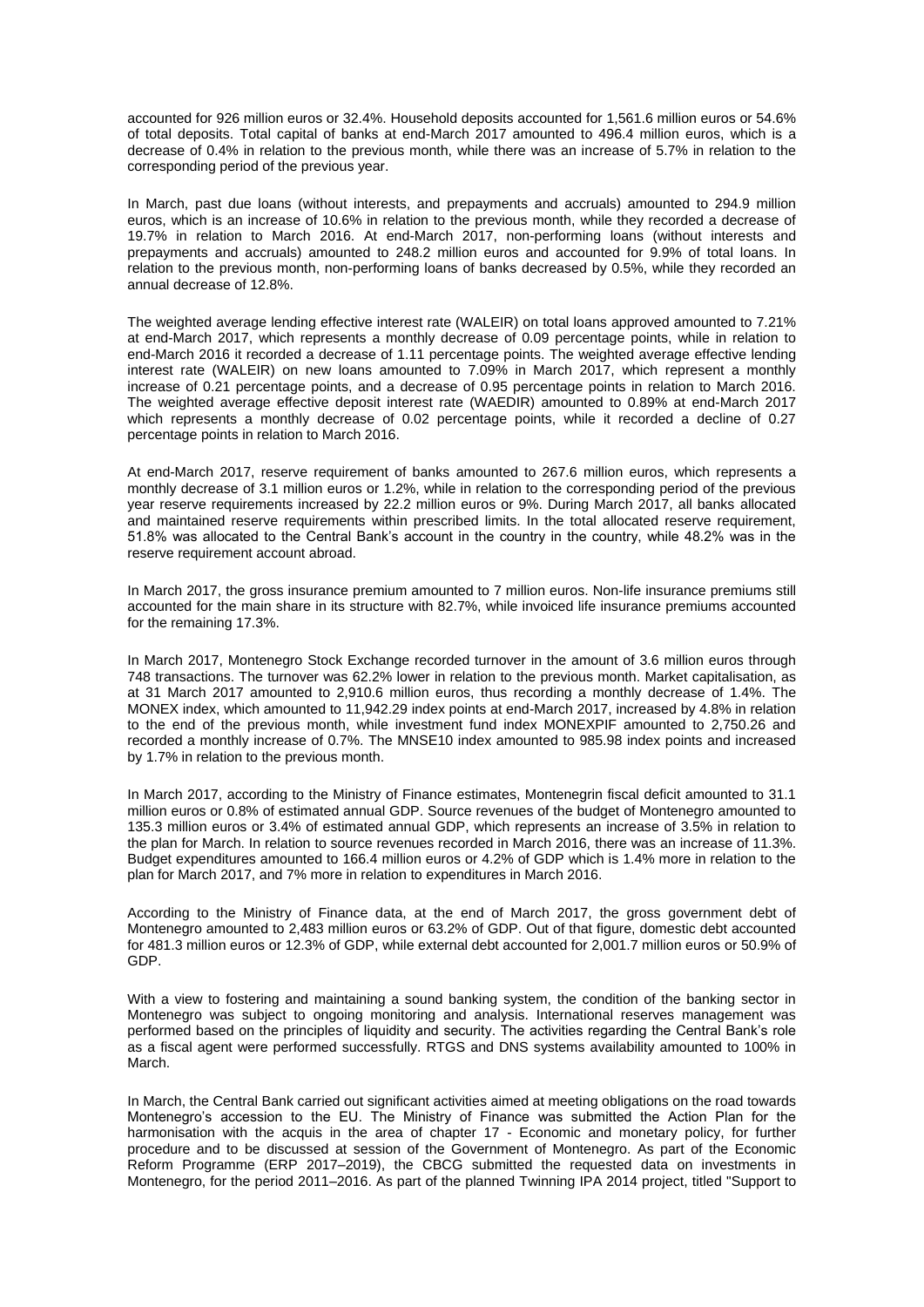accounted for 926 million euros or 32.4%. Household deposits accounted for 1,561.6 million euros or 54.6% of total deposits. Total capital of banks at end-March 2017 amounted to 496.4 million euros, which is a decrease of 0.4% in relation to the previous month, while there was an increase of 5.7% in relation to the corresponding period of the previous year.

In March, past due loans (without interests, and prepayments and accruals) amounted to 294.9 million euros, which is an increase of 10.6% in relation to the previous month, while they recorded a decrease of 19.7% in relation to March 2016. At end-March 2017, non-performing loans (without interests and prepayments and accruals) amounted to 248.2 million euros and accounted for 9.9% of total loans. In relation to the previous month, non-performing loans of banks decreased by 0.5%, while they recorded an annual decrease of 12.8%.

The weighted average lending effective interest rate (WALEIR) on total loans approved amounted to 7.21% at end-March 2017, which represents a monthly decrease of 0.09 percentage points, while in relation to end-March 2016 it recorded a decrease of 1.11 percentage points. The weighted average effective lending interest rate (WALEIR) on new loans amounted to 7.09% in March 2017, which represent a monthly increase of 0.21 percentage points, and a decrease of 0.95 percentage points in relation to March 2016. The weighted average effective deposit interest rate (WAEDIR) amounted to 0.89% at end-March 2017 which represents a monthly decrease of 0.02 percentage points, while it recorded a decline of 0.27 percentage points in relation to March 2016.

At end-March 2017, reserve requirement of banks amounted to 267.6 million euros, which represents a monthly decrease of 3.1 million euros or 1.2%, while in relation to the corresponding period of the previous year reserve requirements increased by 22.2 million euros or 9%. During March 2017, all banks allocated and maintained reserve requirements within prescribed limits. In the total allocated reserve requirement, 51.8% was allocated to the Central Bank's account in the country in the country, while 48.2% was in the reserve requirement account abroad.

In March 2017, the gross insurance premium amounted to 7 million euros. Non-life insurance premiums still accounted for the main share in its structure with 82.7%, while invoiced life insurance premiums accounted for the remaining 17.3%.

In March 2017, Montenegro Stock Exchange recorded turnover in the amount of 3.6 million euros through 748 transactions. The turnover was 62.2% lower in relation to the previous month. Market capitalisation, as at 31 March 2017 amounted to 2,910.6 million euros, thus recording a monthly decrease of 1.4%. The MONEX index, which amounted to 11,942.29 index points at end-March 2017, increased by 4.8% in relation to the end of the previous month, while investment fund index MONEXPIF amounted to 2,750.26 and recorded a monthly increase of 0.7%. The MNSE10 index amounted to 985.98 index points and increased by 1.7% in relation to the previous month.

In March 2017, according to the Ministry of Finance estimates, Montenegrin fiscal deficit amounted to 31.1 million euros or 0.8% of estimated annual GDP. Source revenues of the budget of Montenegro amounted to 135.3 million euros or 3.4% of estimated annual GDP, which represents an increase of 3.5% in relation to the plan for March. In relation to source revenues recorded in March 2016, there was an increase of 11.3%. Budget expenditures amounted to 166.4 million euros or 4.2% of GDP which is 1.4% more in relation to the plan for March 2017, and 7% more in relation to expenditures in March 2016.

According to the Ministry of Finance data, at the end of March 2017, the gross government debt of Montenegro amounted to 2,483 million euros or 63.2% of GDP. Out of that figure, domestic debt accounted for 481.3 million euros or 12.3% of GDP, while external debt accounted for 2,001.7 million euros or 50.9% of GDP.

With a view to fostering and maintaining a sound banking system, the condition of the banking sector in Montenegro was subject to ongoing monitoring and analysis. International reserves management was performed based on the principles of liquidity and security. The activities regarding the Central Bank's role as a fiscal agent were performed successfully. RTGS and DNS systems availability amounted to 100% in March.

In March, the Central Bank carried out significant activities aimed at meeting obligations on the road towards Montenegro's accession to the EU. The Ministry of Finance was submitted the Action Plan for the harmonisation with the acquis in the area of chapter 17 - Economic and monetary policy, for further procedure and to be discussed at session of the Government of Montenegro. As part of the Economic Reform Programme (ERP 2017–2019), the CBCG submitted the requested data on investments in Montenegro, for the period 2011–2016. As part of the planned Twinning IPA 2014 project, titled "Support to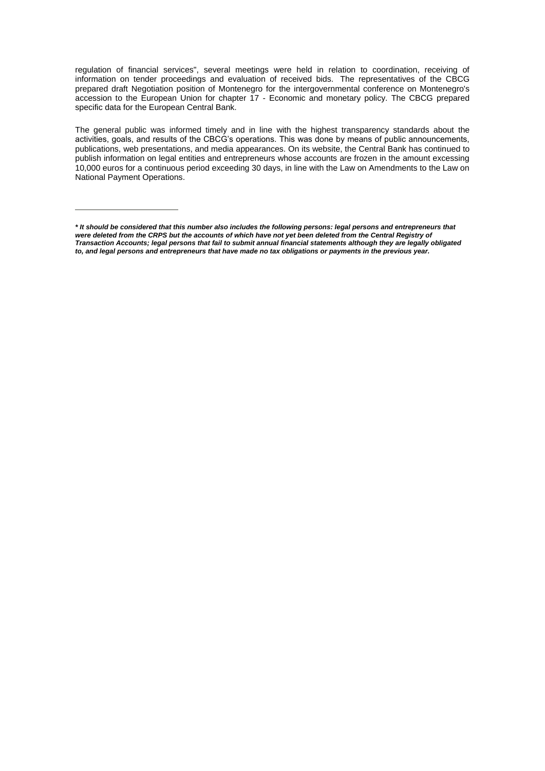regulation of financial services", several meetings were held in relation to coordination, receiving of information on tender proceedings and evaluation of received bids. The representatives of the CBCG prepared draft Negotiation position of Montenegro for the intergovernmental conference on Montenegro's accession to the European Union for chapter 17 - Economic and monetary policy. The CBCG prepared specific data for the European Central Bank.

The general public was informed timely and in line with the highest transparency standards about the activities, goals, and results of the CBCG's operations. This was done by means of public announcements, publications, web presentations, and media appearances. On its website, the Central Bank has continued to publish information on legal entities and entrepreneurs whose accounts are frozen in the amount excessing 10,000 euros for a continuous period exceeding 30 days, in line with the Law on Amendments to the Law on National Payment Operations.

---

***** *It should be considered that this number also includes the following persons: legal persons and entrepreneurs that were deleted from the CRPS but the accounts of which have not yet been deleted from the Central Registry of Transaction Accounts; legal persons that fail to submit annual financial statements although they are legally obligated to, and legal persons and entrepreneurs that have made no tax obligations or payments in the previous year.***